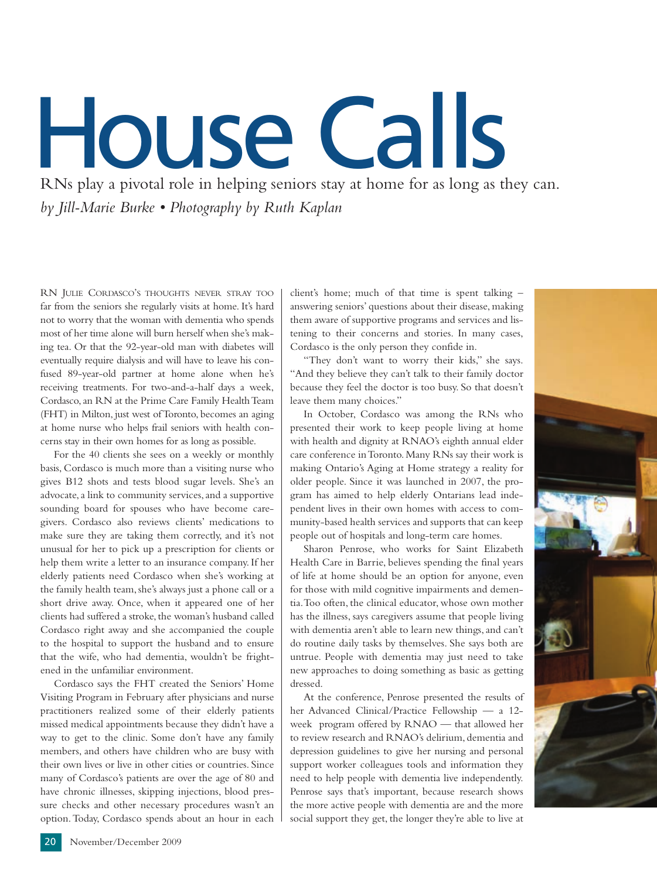# House Calls

RNs play a pivotal role in helping seniors stay at home for as long as they can.

*by Jill-Marie Burke • Photography by Ruth Kaplan*

RN Julie Cordasco's thoughts never stray too far from the seniors she regularly visits at home. It's hard not to worry that the woman with dementia who spends most of her time alone will burn herself when she's making tea. Or that the 92-year-old man with diabetes will eventually require dialysis and will have to leave his confused 89-year-old partner at home alone when he's receiving treatments. For two-and-a-half days a week, Cordasco, an RN at the Prime Care Family Health Team (FHT) in Milton, just west of Toronto, becomes an aging at home nurse who helps frail seniors with health concerns stay in their own homes for as long as possible.

For the 40 clients she sees on a weekly or monthly basis, Cordasco is much more than a visiting nurse who gives B12 shots and tests blood sugar levels. She's an advocate, a link to community services, and a supportive sounding board for spouses who have become caregivers. Cordasco also reviews clients' medications to make sure they are taking them correctly, and it's not unusual for her to pick up a prescription for clients or help them write a letter to an insurance company. If her elderly patients need Cordasco when she's working at the family health team, she's always just a phone call or a short drive away. Once, when it appeared one of her clients had suffered a stroke, the woman's husband called Cordasco right away and she accompanied the couple to the hospital to support the husband and to ensure that the wife, who had dementia, wouldn't be frightened in the unfamiliar environment.

Cordasco says the FHT created the Seniors' Home Visiting Program in February after physicians and nurse practitioners realized some of their elderly patients missed medical appointments because they didn't have a way to get to the clinic. Some don't have any family members, and others have children who are busy with their own lives or live in other cities or countries. Since many of Cordasco's patients are over the age of 80 and have chronic illnesses, skipping injections, blood pressure checks and other necessary procedures wasn't an option. Today, Cordasco spends about an hour in each client's home; much of that time is spent talking – answering seniors' questions about their disease, making them aware of supportive programs and services and listening to their concerns and stories. In many cases, Cordasco is the only person they confide in.

"They don't want to worry their kids," she says. "And they believe they can't talk to their family doctor because they feel the doctor is too busy. So that doesn't leave them many choices."

In October, Cordasco was among the RNs who presented their work to keep people living at home with health and dignity at RNAO's eighth annual elder care conference in Toronto. Many RNs say their work is making Ontario's Aging at Home strategy a reality for older people. Since it was launched in 2007, the program has aimed to help elderly Ontarians lead independent lives in their own homes with access to community-based health services and supports that can keep people out of hospitals and long-term care homes.

Sharon Penrose, who works for Saint Elizabeth Health Care in Barrie, believes spending the final years of life at home should be an option for anyone, even for those with mild cognitive impairments and dementia. Too often, the clinical educator, whose own mother has the illness, says caregivers assume that people living with dementia aren't able to learn new things, and can't do routine daily tasks by themselves. She says both are untrue. People with dementia may just need to take new approaches to doing something as basic as getting dressed.

At the conference, Penrose presented the results of her Advanced Clinical/Practice Fellowship — a 12-week program offered by RNAO — that allowed her to review research and RNAO's delirium, dementia and depression guidelines to give her nursing and personal support worker colleagues tools and information they need to help people with dementia live independently. Penrose says that's important, because research shows the more active people with dementia are and the more social support they get, the longer they're able to live at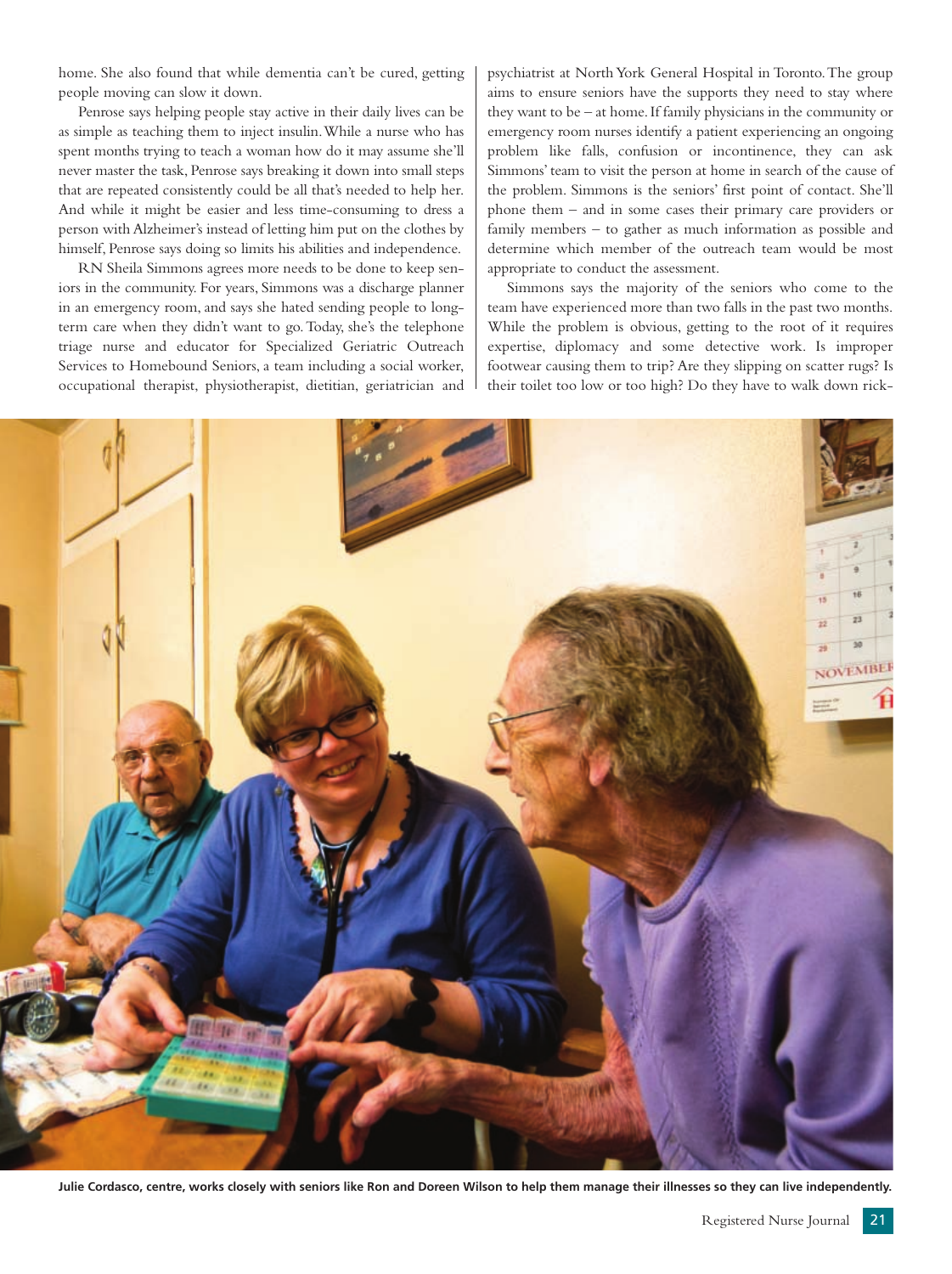home. She also found that while dementia can't be cured, getting people moving can slow it down.

Penrose says helping people stay active in their daily lives can be as simple as teaching them to inject insulin. While a nurse who has spent months trying to teach a woman how do it may assume she'll never master the task, Penrose says breaking it down into small steps that are repeated consistently could be all that's needed to help her. And while it might be easier and less time-consuming to dress a person with Alzheimer's instead of letting him put on the clothes by himself, Penrose says doing so limits his abilities and independence.

RN Sheila Simmons agrees more needs to be done to keep seniors in the community. For years, Simmons was a discharge planner in an emergency room, and says she hated sending people to long-term care when they didn't want to go. Today, she's the telephone triage nurse and educator for Specialized Geriatric Outreach Services to Homebound Seniors, a team including a social worker, occupational therapist, physiotherapist, dietitian, geriatrician and psychiatrist at North York General Hospital in Toronto. The group aims to ensure seniors have the supports they need to stay where they want to be – at home. If family physicians in the community or emergency room nurses identify a patient experiencing an ongoing problem like falls, confusion or incontinence, they can ask Simmons' team to visit the person at home in search of the cause of the problem. Simmons is the seniors' first point of contact. She'll phone them – and in some cases their primary care providers or family members – to gather as much information as possible and determine which member of the outreach team would be most appropriate to conduct the assessment.

Simmons says the majority of the seniors who come to the team have experienced more than two falls in the past two months. While the problem is obvious, getting to the root of it requires expertise, diplomacy and some detective work. Is improper footwear causing them to trip? Are they slipping on scatter rugs? Is their toilet too low or too high? Do they have to walk down rick-

**Julie Cordasco, centre, works closely with seniors like Ron and Doreen Wilson to help them manage their illnesses so they can live independently.**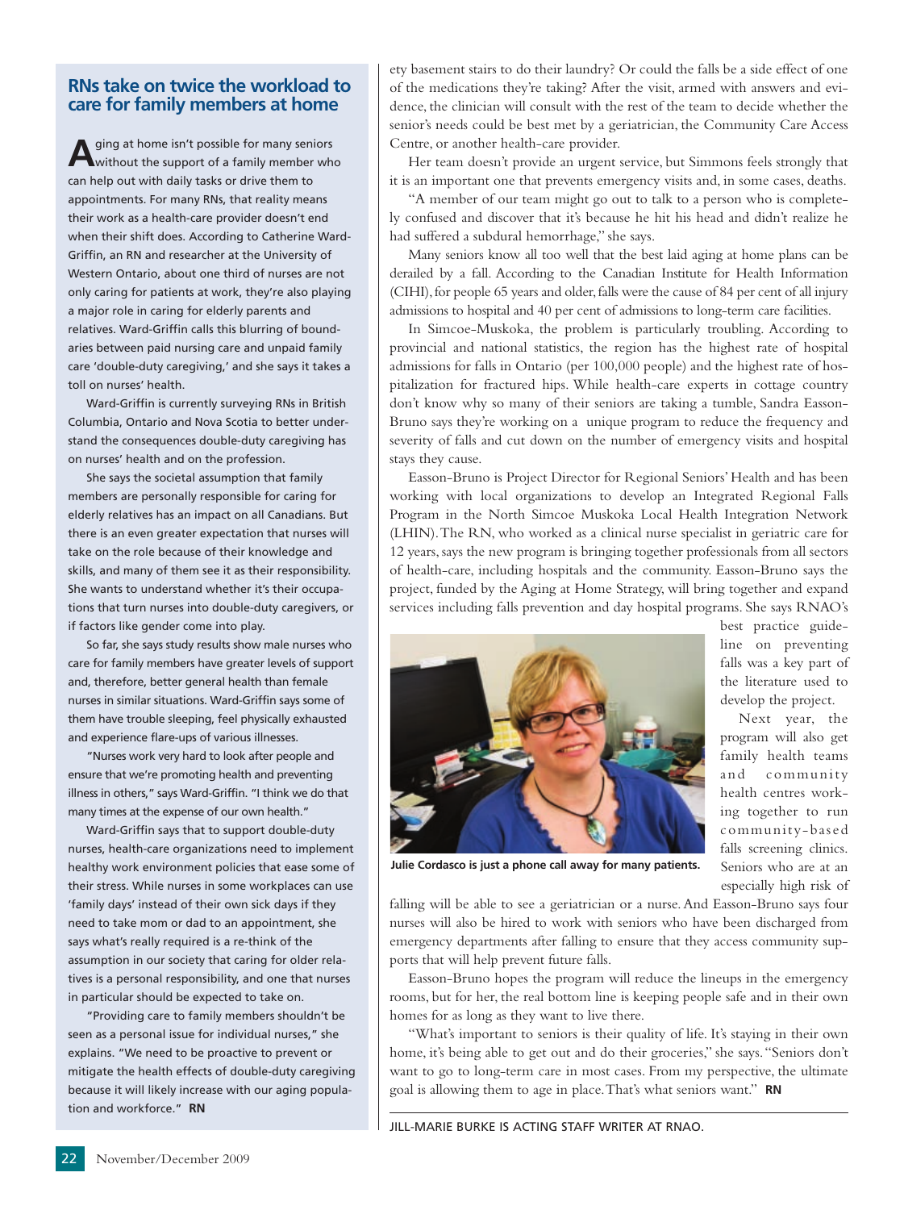## RNs take on twice the workload to care for family members at home

Aging at home isn't possible for many seniors without the support of a family member who can help out with daily tasks or drive them to appointments. For many RNs, that reality means their work as a health-care provider doesn't end when their shift does. According to Catherine Ward-Griffin, an RN and researcher at the University of Western Ontario, about one third of nurses are not only caring for patients at work, they're also playing a major role in caring for elderly parents and relatives. Ward-Griffin calls this blurring of boundaries between paid nursing care and unpaid family care 'double-duty caregiving,' and she says it takes a toll on nurses' health.

Ward-Griffin is currently surveying RNs in British Columbia, Ontario and Nova Scotia to better understand the consequences double-duty caregiving has on nurses' health and on the profession.

She says the societal assumption that family members are personally responsible for caring for elderly relatives has an impact on all Canadians. But there is an even greater expectation that nurses will take on the role because of their knowledge and skills, and many of them see it as their responsibility. She wants to understand whether it's their occupations that turn nurses into double-duty caregivers, or if factors like gender come into play.

So far, she says study results show male nurses who care for family members have greater levels of support and, therefore, better general health than female nurses in similar situations. Ward-Griffin says some of them have trouble sleeping, feel physically exhausted and experience flare-ups of various illnesses.

"Nurses work very hard to look after people and ensure that we're promoting health and preventing illness in others," says Ward-Griffin. "I think we do that many times at the expense of our own health."

Ward-Griffin says that to support double-duty nurses, health-care organizations need to implement healthy work environment policies that ease some of their stress. While nurses in some workplaces can use 'family days' instead of their own sick days if they need to take mom or dad to an appointment, she says what's really required is a re-think of the assumption in our society that caring for older relatives is a personal responsibility, and one that nurses in particular should be expected to take on.

"Providing care to family members shouldn't be seen as a personal issue for individual nurses," she explains. "We need to be proactive to prevent or mitigate the health effects of double-duty caregiving because it will likely increase with our aging population and workforce." **RN**

---

ety basement stairs to do their laundry? Or could the falls be a side effect of one of the medications they're taking? After the visit, armed with answers and evidence, the clinician will consult with the rest of the team to decide whether the senior's needs could be best met by a geriatrician, the Community Care Access Centre, or another health-care provider.

Her team doesn't provide an urgent service, but Simmons feels strongly that it is an important one that prevents emergency visits and, in some cases, deaths.

"A member of our team might go out to talk to a person who is completely confused and discover that it's because he hit his head and didn't realize he had suffered a subdural hemorrhage," she says.

Many seniors know all too well that the best laid aging at home plans can be derailed by a fall. According to the Canadian Institute for Health Information (CIHI), for people 65 years and older, falls were the cause of 84 per cent of all injury admissions to hospital and 40 per cent of admissions to long-term care facilities.

In Simcoe-Muskoka, the problem is particularly troubling. According to provincial and national statistics, the region has the highest rate of hospital admissions for falls in Ontario (per 100,000 people) and the highest rate of hospitalization for fractured hips. While health-care experts in cottage country don't know why so many of their seniors are taking a tumble, Sandra Easson-Bruno says they're working on a unique program to reduce the frequency and severity of falls and cut down on the number of emergency visits and hospital stays they cause.

Easson-Bruno is Project Director for Regional Seniors' Health and has been working with local organizations to develop an Integrated Regional Falls Program in the North Simcoe Muskoka Local Health Integration Network (LHIN). The RN, who worked as a clinical nurse specialist in geriatric care for 12 years, says the new program is bringing together professionals from all sectors of health-care, including hospitals and the community. Easson-Bruno says the project, funded by the Aging at Home Strategy, will bring together and expand services including falls prevention and day hospital programs. She says RNAO's best practice guideline on preventing falls was a key part of the literature used to develop the project.

Julie Cordasco is just a phone call away for many patients.

Next year, the program will also get family health teams and community health centres working together to run community-based falls screening clinics. Seniors who are at an especially high risk of falling will be able to see a geriatrician or a nurse. And Easson-Bruno says four nurses will also be hired to work with seniors who have been discharged from emergency departments after falling to ensure that they access community supports that will help prevent future falls.

Easson-Bruno hopes the program will reduce the lineups in the emergency rooms, but for her, the real bottom line is keeping people safe and in their own homes for as long as they want to live there.

"What's important to seniors is their quality of life. It's staying in their own home, it's being able to get out and do their groceries," she says. "Seniors don't want to go to long-term care in most cases. From my perspective, the ultimate goal is allowing them to age in place. That's what seniors want." **RN**

JILL-MARIE BURKE IS ACTING STAFF WRITER AT RNAO.